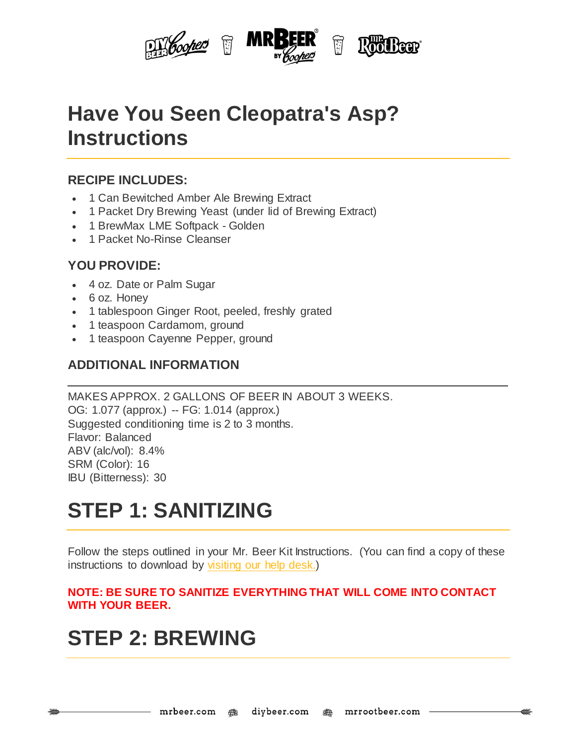# Have You Seen Cleopatra's Asp? Instructions

### RECIPE INCLUDES:

- 1 Can Bewitched Amber Ale Brewing Extract
- 1 Packet Dry Brewing Yeast (under lid of Brewing Extract)
- 1 BrewMax LME Softpack - Golden
- 1 Packet No-Rinse Cleanser

### YOU PROVIDE:

- 4 oz. Date or Palm Sugar
- 6 oz. Honey
- 1 tablespoon Ginger Root, peeled, freshly grated
- 1 teaspoon Cardamom, ground
- 1 teaspoon Cayenne Pepper, ground

### ADDITIONAL INFORMATION

MAKES APPROX. 2 GALLONS OF BEER IN ABOUT 3 WEEKS.
OG: 1.077 (approx.) -- FG: 1.014 (approx.)
Suggested conditioning time is 2 to 3 months.
Flavor: Balanced
ABV (alc/vol): 8.4%
SRM (Color): 16
IBU (Bitterness): 30

# STEP 1: SANITIZING

Follow the steps outlined in your Mr. Beer Kit Instructions. (You can find a copy of these instructions to download by visiting our help desk.)

**NOTE: BE SURE TO SANITIZE EVERYTHING THAT WILL COME INTO CONTACT WITH YOUR BEER.**

# STEP 2: BREWING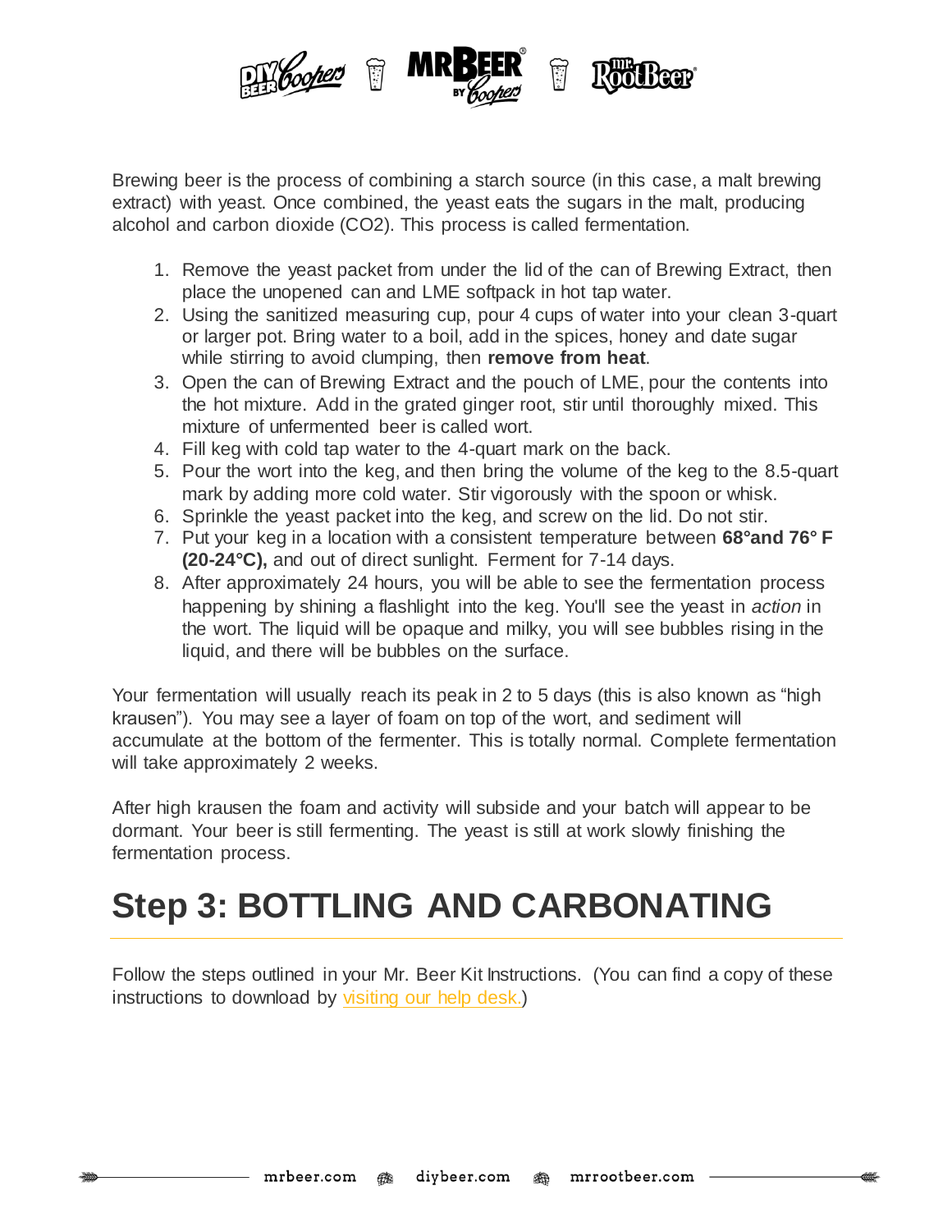Brewing beer is the process of combining a starch source (in this case, a malt brewing extract) with yeast. Once combined, the yeast eats the sugars in the malt, producing alcohol and carbon dioxide ($CO_2$). This process is called fermentation.

1. Remove the yeast packet from under the lid of the can of Brewing Extract, then place the unopened can and LME softpack in hot tap water.
2. Using the sanitized measuring cup, pour 4 cups of water into your clean 3-quart or larger pot. Bring water to a boil, add in the spices, honey and date sugar while stirring to avoid clumping, then **remove from heat**.
3. Open the can of Brewing Extract and the pouch of LME, pour the contents into the hot mixture. Add in the grated ginger root, stir until thoroughly mixed. This mixture of unfermented beer is called wort.
4. Fill keg with cold tap water to the 4-quart mark on the back.
5. Pour the wort into the keg, and then bring the volume of the keg to the 8.5-quart mark by adding more cold water. Stir vigorously with the spoon or whisk.
6. Sprinkle the yeast packet into the keg, and screw on the lid. Do not stir.
7. Put your keg in a location with a consistent temperature between **68°and 76° F (20-24°C),** and out of direct sunlight. Ferment for 7-14 days.
8. After approximately 24 hours, you will be able to see the fermentation process happening by shining a flashlight into the keg. You'll see the yeast in *action* in the wort. The liquid will be opaque and milky, you will see bubbles rising in the liquid, and there will be bubbles on the surface.

Your fermentation will usually reach its peak in 2 to 5 days (this is also known as "high krausen"). You may see a layer of foam on top of the wort, and sediment will accumulate at the bottom of the fermenter. This is totally normal. Complete fermentation will take approximately 2 weeks.

After high krausen the foam and activity will subside and your batch will appear to be dormant. Your beer is still fermenting. The yeast is still at work slowly finishing the fermentation process.

# Step 3: BOTTLING AND CARBONATING

Follow the steps outlined in your Mr. Beer Kit Instructions. (You can find a copy of these instructions to download by visiting our help desk.)